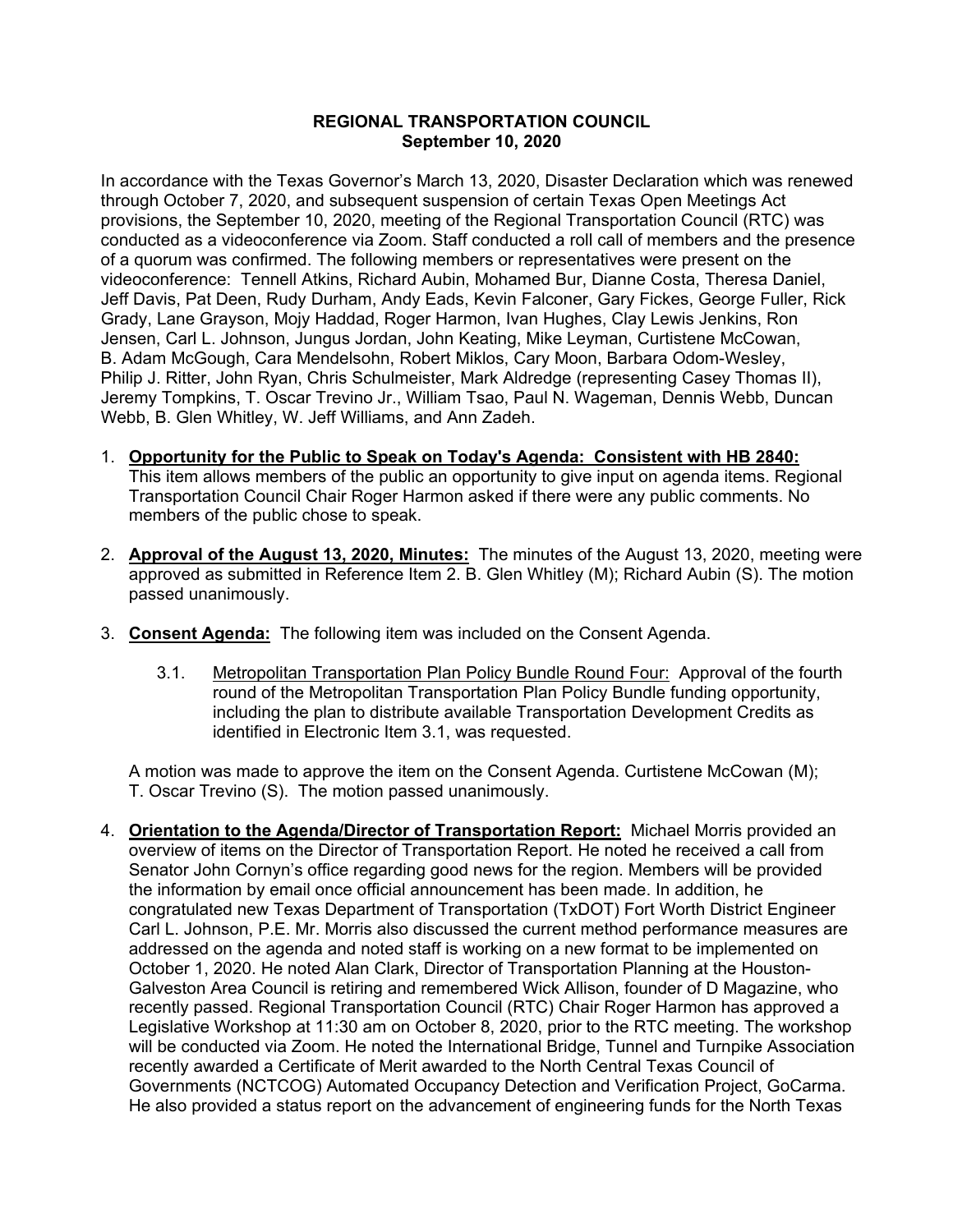**REGIONAL TRANSPORTATION COUNCIL**
**September 10, 2020**

In accordance with the Texas Governor's March 13, 2020, Disaster Declaration which was renewed through October 7, 2020, and subsequent suspension of certain Texas Open Meetings Act provisions, the September 10, 2020, meeting of the Regional Transportation Council (RTC) was conducted as a videoconference via Zoom. Staff conducted a roll call of members and the presence of a quorum was confirmed. The following members or representatives were present on the videoconference: Tennell Atkins, Richard Aubin, Mohamed Bur, Dianne Costa, Theresa Daniel, Jeff Davis, Pat Deen, Rudy Durham, Andy Eads, Kevin Falconer, Gary Fickes, George Fuller, Rick Grady, Lane Grayson, Mojy Haddad, Roger Harmon, Ivan Hughes, Clay Lewis Jenkins, Ron Jensen, Carl L. Johnson, Jungus Jordan, John Keating, Mike Leyman, Curtistene McCowan, B. Adam McGough, Cara Mendelsohn, Robert Miklos, Cary Moon, Barbara Odom-Wesley, Philip J. Ritter, John Ryan, Chris Schulmeister, Mark Aldredge (representing Casey Thomas II), Jeremy Tompkins, T. Oscar Trevino Jr., William Tsao, Paul N. Wageman, Dennis Webb, Duncan Webb, B. Glen Whitley, W. Jeff Williams, and Ann Zadeh.

1. **Opportunity for the Public to Speak on Today's Agenda: Consistent with HB 2840:** This item allows members of the public an opportunity to give input on agenda items. Regional Transportation Council Chair Roger Harmon asked if there were any public comments. No members of the public chose to speak.

2. **Approval of the August 13, 2020, Minutes:** The minutes of the August 13, 2020, meeting were approved as submitted in Reference Item 2. B. Glen Whitley (M); Richard Aubin (S). The motion passed unanimously.

3. **Consent Agenda:** The following item was included on the Consent Agenda.

   3.1. Metropolitan Transportation Plan Policy Bundle Round Four: Approval of the fourth round of the Metropolitan Transportation Plan Policy Bundle funding opportunity, including the plan to distribute available Transportation Development Credits as identified in Electronic Item 3.1, was requested.

   A motion was made to approve the item on the Consent Agenda. Curtistene McCowan (M); T. Oscar Trevino (S). The motion passed unanimously.

4. **Orientation to the Agenda/Director of Transportation Report:** Michael Morris provided an overview of items on the Director of Transportation Report. He noted he received a call from Senator John Cornyn's office regarding good news for the region. Members will be provided the information by email once official announcement has been made. In addition, he congratulated new Texas Department of Transportation (TxDOT) Fort Worth District Engineer Carl L. Johnson, P.E. Mr. Morris also discussed the current method performance measures are addressed on the agenda and noted staff is working on a new format to be implemented on October 1, 2020. He noted Alan Clark, Director of Transportation Planning at the Houston-Galveston Area Council is retiring and remembered Wick Allison, founder of D Magazine, who recently passed. Regional Transportation Council (RTC) Chair Roger Harmon has approved a Legislative Workshop at 11:30 am on October 8, 2020, prior to the RTC meeting. The workshop will be conducted via Zoom. He noted the International Bridge, Tunnel and Turnpike Association recently awarded a Certificate of Merit awarded to the North Central Texas Council of Governments (NCTCOG) Automated Occupancy Detection and Verification Project, GoCarma. He also provided a status report on the advancement of engineering funds for the North Texas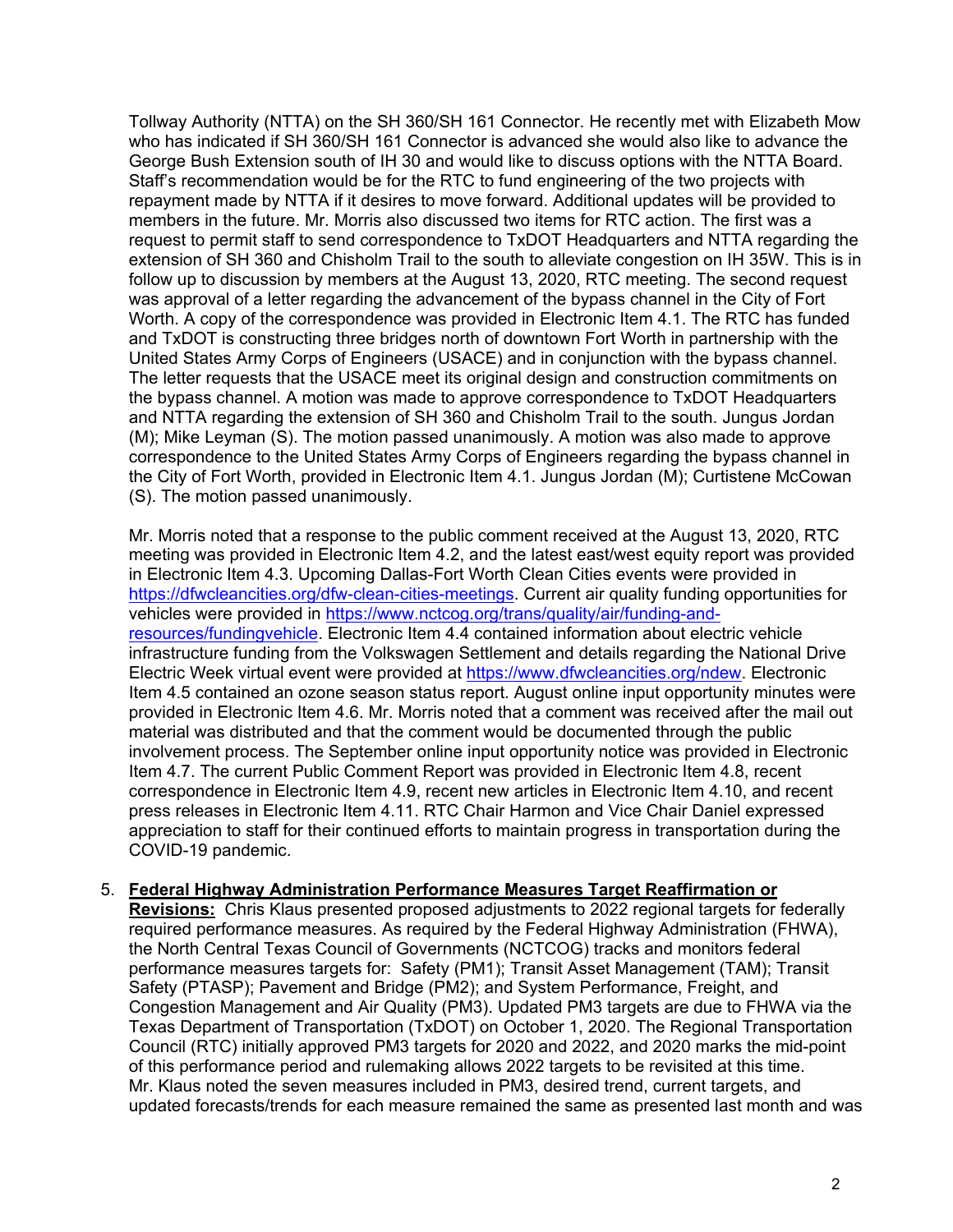Tollway Authority (NTTA) on the SH 360/SH 161 Connector. He recently met with Elizabeth Mow who has indicated if SH 360/SH 161 Connector is advanced she would also like to advance the George Bush Extension south of IH 30 and would like to discuss options with the NTTA Board. Staff's recommendation would be for the RTC to fund engineering of the two projects with repayment made by NTTA if it desires to move forward. Additional updates will be provided to members in the future. Mr. Morris also discussed two items for RTC action. The first was a request to permit staff to send correspondence to TxDOT Headquarters and NTTA regarding the extension of SH 360 and Chisholm Trail to the south to alleviate congestion on IH 35W. This is in follow up to discussion by members at the August 13, 2020, RTC meeting. The second request was approval of a letter regarding the advancement of the bypass channel in the City of Fort Worth. A copy of the correspondence was provided in Electronic Item 4.1. The RTC has funded and TxDOT is constructing three bridges north of downtown Fort Worth in partnership with the United States Army Corps of Engineers (USACE) and in conjunction with the bypass channel. The letter requests that the USACE meet its original design and construction commitments on the bypass channel. A motion was made to approve correspondence to TxDOT Headquarters and NTTA regarding the extension of SH 360 and Chisholm Trail to the south. Jungus Jordan (M); Mike Leyman (S). The motion passed unanimously. A motion was also made to approve correspondence to the United States Army Corps of Engineers regarding the bypass channel in the City of Fort Worth, provided in Electronic Item 4.1. Jungus Jordan (M); Curtistene McCowan (S). The motion passed unanimously.

Mr. Morris noted that a response to the public comment received at the August 13, 2020, RTC meeting was provided in Electronic Item 4.2, and the latest east/west equity report was provided in Electronic Item 4.3. Upcoming Dallas-Fort Worth Clean Cities events were provided in https://dfwcleancities.org/dfw-clean-cities-meetings. Current air quality funding opportunities for vehicles were provided in https://www.nctcog.org/trans/quality/air/funding-and-resources/fundingvehicle. Electronic Item 4.4 contained information about electric vehicle infrastructure funding from the Volkswagen Settlement and details regarding the National Drive Electric Week virtual event were provided at https://www.dfwcleancities.org/ndew. Electronic Item 4.5 contained an ozone season status report. August online input opportunity minutes were provided in Electronic Item 4.6. Mr. Morris noted that a comment was received after the mail out material was distributed and that the comment would be documented through the public involvement process. The September online input opportunity notice was provided in Electronic Item 4.7. The current Public Comment Report was provided in Electronic Item 4.8, recent correspondence in Electronic Item 4.9, recent new articles in Electronic Item 4.10, and recent press releases in Electronic Item 4.11. RTC Chair Harmon and Vice Chair Daniel expressed appreciation to staff for their continued efforts to maintain progress in transportation during the COVID-19 pandemic.

5. **Federal Highway Administration Performance Measures Target Reaffirmation or Revisions:** Chris Klaus presented proposed adjustments to 2022 regional targets for federally required performance measures. As required by the Federal Highway Administration (FHWA), the North Central Texas Council of Governments (NCTCOG) tracks and monitors federal performance measures targets for: Safety (PM1); Transit Asset Management (TAM); Transit Safety (PTASP); Pavement and Bridge (PM2); and System Performance, Freight, and Congestion Management and Air Quality (PM3). Updated PM3 targets are due to FHWA via the Texas Department of Transportation (TxDOT) on October 1, 2020. The Regional Transportation Council (RTC) initially approved PM3 targets for 2020 and 2022, and 2020 marks the mid-point of this performance period and rulemaking allows 2022 targets to be revisited at this time. Mr. Klaus noted the seven measures included in PM3, desired trend, current targets, and updated forecasts/trends for each measure remained the same as presented last month and was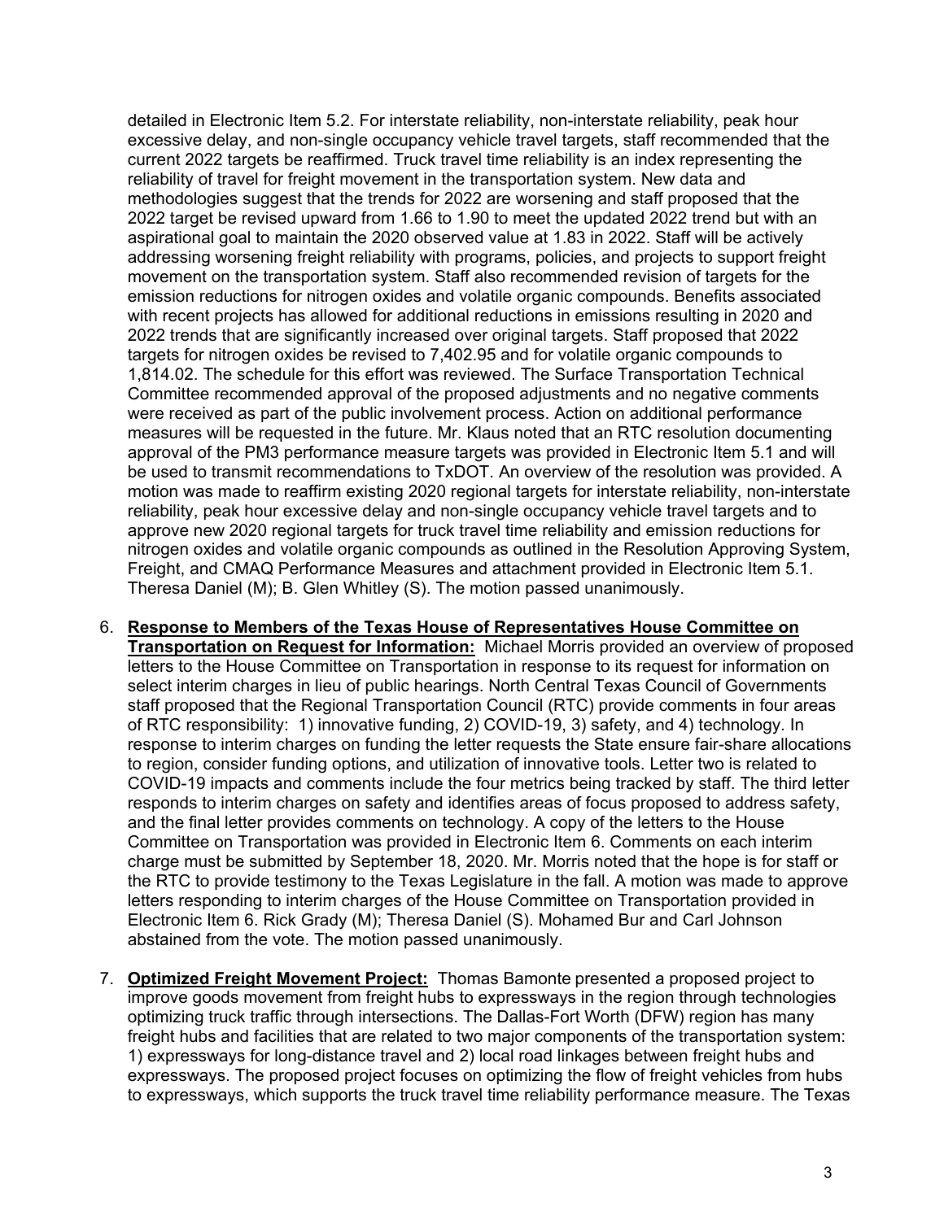detailed in Electronic Item 5.2. For interstate reliability, non-interstate reliability, peak hour excessive delay, and non-single occupancy vehicle travel targets, staff recommended that the current 2022 targets be reaffirmed. Truck travel time reliability is an index representing the reliability of travel for freight movement in the transportation system. New data and methodologies suggest that the trends for 2022 are worsening and staff proposed that the 2022 target be revised upward from 1.66 to 1.90 to meet the updated 2022 trend but with an aspirational goal to maintain the 2020 observed value at 1.83 in 2022. Staff will be actively addressing worsening freight reliability with programs, policies, and projects to support freight movement on the transportation system. Staff also recommended revision of targets for the emission reductions for nitrogen oxides and volatile organic compounds. Benefits associated with recent projects has allowed for additional reductions in emissions resulting in 2020 and 2022 trends that are significantly increased over original targets. Staff proposed that 2022 targets for nitrogen oxides be revised to 7,402.95 and for volatile organic compounds to 1,814.02. The schedule for this effort was reviewed. The Surface Transportation Technical Committee recommended approval of the proposed adjustments and no negative comments were received as part of the public involvement process. Action on additional performance measures will be requested in the future. Mr. Klaus noted that an RTC resolution documenting approval of the PM3 performance measure targets was provided in Electronic Item 5.1 and will be used to transmit recommendations to TxDOT. An overview of the resolution was provided. A motion was made to reaffirm existing 2020 regional targets for interstate reliability, non-interstate reliability, peak hour excessive delay and non-single occupancy vehicle travel targets and to approve new 2020 regional targets for truck travel time reliability and emission reductions for nitrogen oxides and volatile organic compounds as outlined in the Resolution Approving System, Freight, and CMAQ Performance Measures and attachment provided in Electronic Item 5.1. Theresa Daniel (M); B. Glen Whitley (S). The motion passed unanimously.

6. **Response to Members of the Texas House of Representatives House Committee on Transportation on Request for Information:** Michael Morris provided an overview of proposed letters to the House Committee on Transportation in response to its request for information on select interim charges in lieu of public hearings. North Central Texas Council of Governments staff proposed that the Regional Transportation Council (RTC) provide comments in four areas of RTC responsibility: 1) innovative funding, 2) COVID-19, 3) safety, and 4) technology. In response to interim charges on funding the letter requests the State ensure fair-share allocations to region, consider funding options, and utilization of innovative tools. Letter two is related to COVID-19 impacts and comments include the four metrics being tracked by staff. The third letter responds to interim charges on safety and identifies areas of focus proposed to address safety, and the final letter provides comments on technology. A copy of the letters to the House Committee on Transportation was provided in Electronic Item 6. Comments on each interim charge must be submitted by September 18, 2020. Mr. Morris noted that the hope is for staff or the RTC to provide testimony to the Texas Legislature in the fall. A motion was made to approve letters responding to interim charges of the House Committee on Transportation provided in Electronic Item 6. Rick Grady (M); Theresa Daniel (S). Mohamed Bur and Carl Johnson abstained from the vote. The motion passed unanimously.

7. **Optimized Freight Movement Project:** Thomas Bamonte presented a proposed project to improve goods movement from freight hubs to expressways in the region through technologies optimizing truck traffic through intersections. The Dallas-Fort Worth (DFW) region has many freight hubs and facilities that are related to two major components of the transportation system: 1) expressways for long-distance travel and 2) local road linkages between freight hubs and expressways. The proposed project focuses on optimizing the flow of freight vehicles from hubs to expressways, which supports the truck travel time reliability performance measure. The Texas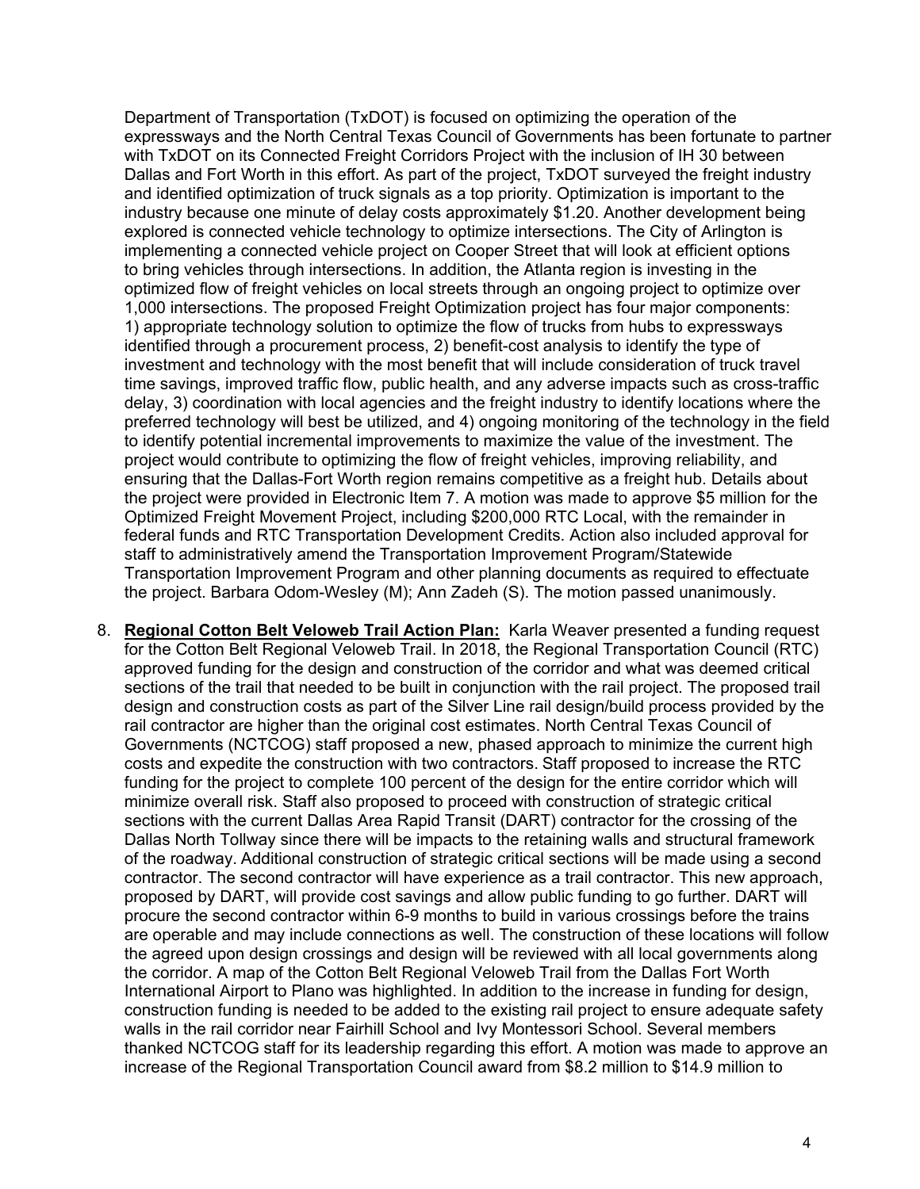Department of Transportation (TxDOT) is focused on optimizing the operation of the expressways and the North Central Texas Council of Governments has been fortunate to partner with TxDOT on its Connected Freight Corridors Project with the inclusion of IH 30 between Dallas and Fort Worth in this effort. As part of the project, TxDOT surveyed the freight industry and identified optimization of truck signals as a top priority. Optimization is important to the industry because one minute of delay costs approximately $1.20. Another development being explored is connected vehicle technology to optimize intersections. The City of Arlington is implementing a connected vehicle project on Cooper Street that will look at efficient options to bring vehicles through intersections. In addition, the Atlanta region is investing in the optimized flow of freight vehicles on local streets through an ongoing project to optimize over 1,000 intersections. The proposed Freight Optimization project has four major components: 1) appropriate technology solution to optimize the flow of trucks from hubs to expressways identified through a procurement process, 2) benefit-cost analysis to identify the type of investment and technology with the most benefit that will include consideration of truck travel time savings, improved traffic flow, public health, and any adverse impacts such as cross-traffic delay, 3) coordination with local agencies and the freight industry to identify locations where the preferred technology will best be utilized, and 4) ongoing monitoring of the technology in the field to identify potential incremental improvements to maximize the value of the investment. The project would contribute to optimizing the flow of freight vehicles, improving reliability, and ensuring that the Dallas-Fort Worth region remains competitive as a freight hub. Details about the project were provided in Electronic Item 7. A motion was made to approve $5 million for the Optimized Freight Movement Project, including $200,000 RTC Local, with the remainder in federal funds and RTC Transportation Development Credits. Action also included approval for staff to administratively amend the Transportation Improvement Program/Statewide Transportation Improvement Program and other planning documents as required to effectuate the project. Barbara Odom-Wesley (M); Ann Zadeh (S). The motion passed unanimously.

8. **Regional Cotton Belt Veloweb Trail Action Plan:** Karla Weaver presented a funding request for the Cotton Belt Regional Veloweb Trail. In 2018, the Regional Transportation Council (RTC) approved funding for the design and construction of the corridor and what was deemed critical sections of the trail that needed to be built in conjunction with the rail project. The proposed trail design and construction costs as part of the Silver Line rail design/build process provided by the rail contractor are higher than the original cost estimates. North Central Texas Council of Governments (NCTCOG) staff proposed a new, phased approach to minimize the current high costs and expedite the construction with two contractors. Staff proposed to increase the RTC funding for the project to complete 100 percent of the design for the entire corridor which will minimize overall risk. Staff also proposed to proceed with construction of strategic critical sections with the current Dallas Area Rapid Transit (DART) contractor for the crossing of the Dallas North Tollway since there will be impacts to the retaining walls and structural framework of the roadway. Additional construction of strategic critical sections will be made using a second contractor. The second contractor will have experience as a trail contractor. This new approach, proposed by DART, will provide cost savings and allow public funding to go further. DART will procure the second contractor within 6-9 months to build in various crossings before the trains are operable and may include connections as well. The construction of these locations will follow the agreed upon design crossings and design will be reviewed with all local governments along the corridor. A map of the Cotton Belt Regional Veloweb Trail from the Dallas Fort Worth International Airport to Plano was highlighted. In addition to the increase in funding for design, construction funding is needed to be added to the existing rail project to ensure adequate safety walls in the rail corridor near Fairhill School and Ivy Montessori School. Several members thanked NCTCOG staff for its leadership regarding this effort. A motion was made to approve an increase of the Regional Transportation Council award from $8.2 million to $14.9 million to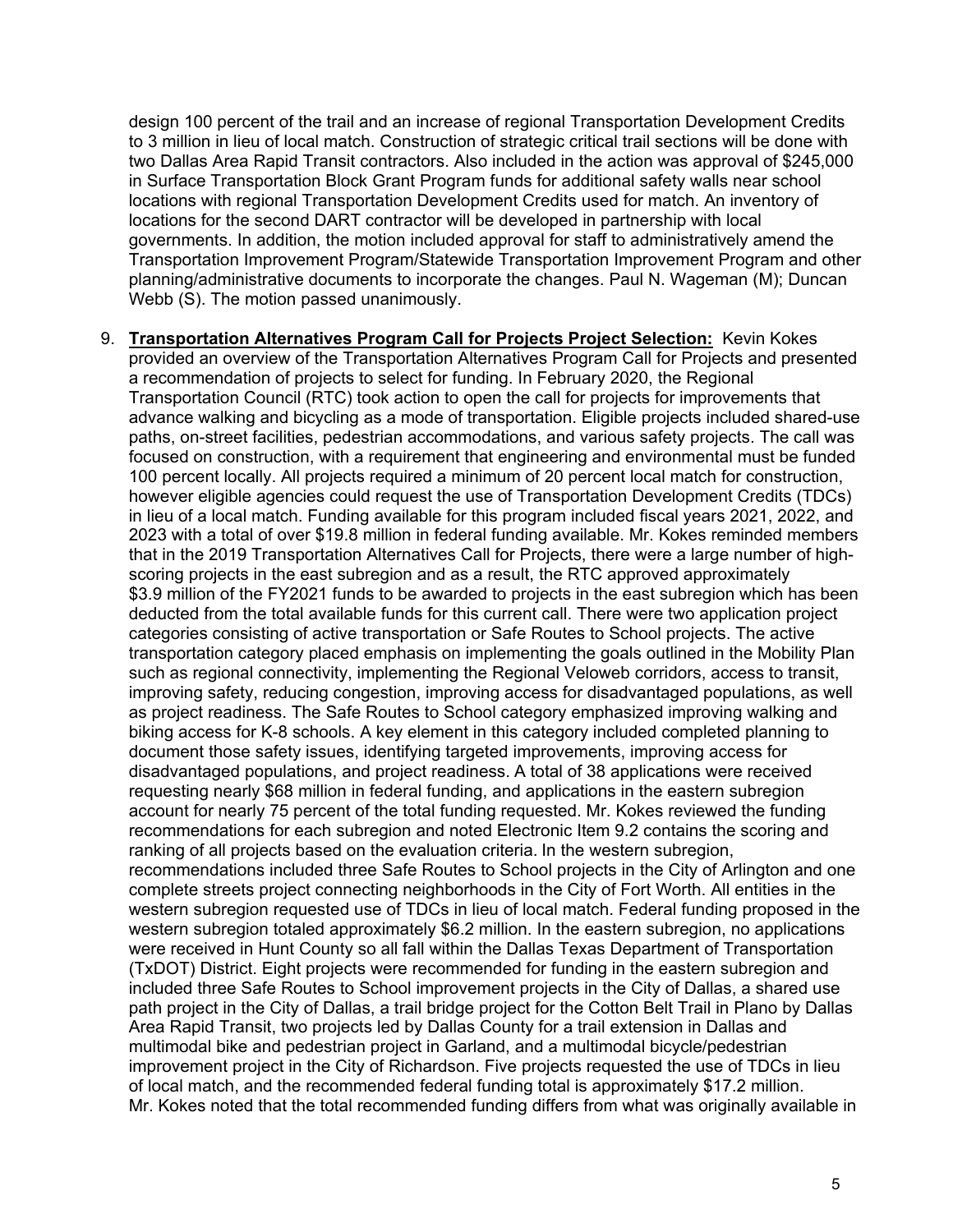design 100 percent of the trail and an increase of regional Transportation Development Credits to 3 million in lieu of local match. Construction of strategic critical trail sections will be done with two Dallas Area Rapid Transit contractors. Also included in the action was approval of $245,000 in Surface Transportation Block Grant Program funds for additional safety walls near school locations with regional Transportation Development Credits used for match. An inventory of locations for the second DART contractor will be developed in partnership with local governments. In addition, the motion included approval for staff to administratively amend the Transportation Improvement Program/Statewide Transportation Improvement Program and other planning/administrative documents to incorporate the changes. Paul N. Wageman (M); Duncan Webb (S). The motion passed unanimously.

9. **Transportation Alternatives Program Call for Projects Project Selection:** Kevin Kokes provided an overview of the Transportation Alternatives Program Call for Projects and presented a recommendation of projects to select for funding. In February 2020, the Regional Transportation Council (RTC) took action to open the call for projects for improvements that advance walking and bicycling as a mode of transportation. Eligible projects included shared-use paths, on-street facilities, pedestrian accommodations, and various safety projects. The call was focused on construction, with a requirement that engineering and environmental must be funded 100 percent locally. All projects required a minimum of 20 percent local match for construction, however eligible agencies could request the use of Transportation Development Credits (TDCs) in lieu of a local match. Funding available for this program included fiscal years 2021, 2022, and 2023 with a total of over $19.8 million in federal funding available. Mr. Kokes reminded members that in the 2019 Transportation Alternatives Call for Projects, there were a large number of high-scoring projects in the east subregion and as a result, the RTC approved approximately $3.9 million of the FY2021 funds to be awarded to projects in the east subregion which has been deducted from the total available funds for this current call. There were two application project categories consisting of active transportation or Safe Routes to School projects. The active transportation category placed emphasis on implementing the goals outlined in the Mobility Plan such as regional connectivity, implementing the Regional Veloweb corridors, access to transit, improving safety, reducing congestion, improving access for disadvantaged populations, as well as project readiness. The Safe Routes to School category emphasized improving walking and biking access for K-8 schools. A key element in this category included completed planning to document those safety issues, identifying targeted improvements, improving access for disadvantaged populations, and project readiness. A total of 38 applications were received requesting nearly $68 million in federal funding, and applications in the eastern subregion account for nearly 75 percent of the total funding requested. Mr. Kokes reviewed the funding recommendations for each subregion and noted Electronic Item 9.2 contains the scoring and ranking of all projects based on the evaluation criteria. In the western subregion, recommendations included three Safe Routes to School projects in the City of Arlington and one complete streets project connecting neighborhoods in the City of Fort Worth. All entities in the western subregion requested use of TDCs in lieu of local match. Federal funding proposed in the western subregion totaled approximately $6.2 million. In the eastern subregion, no applications were received in Hunt County so all fall within the Dallas Texas Department of Transportation (TxDOT) District. Eight projects were recommended for funding in the eastern subregion and included three Safe Routes to School improvement projects in the City of Dallas, a shared use path project in the City of Dallas, a trail bridge project for the Cotton Belt Trail in Plano by Dallas Area Rapid Transit, two projects led by Dallas County for a trail extension in Dallas and multimodal bike and pedestrian project in Garland, and a multimodal bicycle/pedestrian improvement project in the City of Richardson. Five projects requested the use of TDCs in lieu of local match, and the recommended federal funding total is approximately $17.2 million. Mr. Kokes noted that the total recommended funding differs from what was originally available in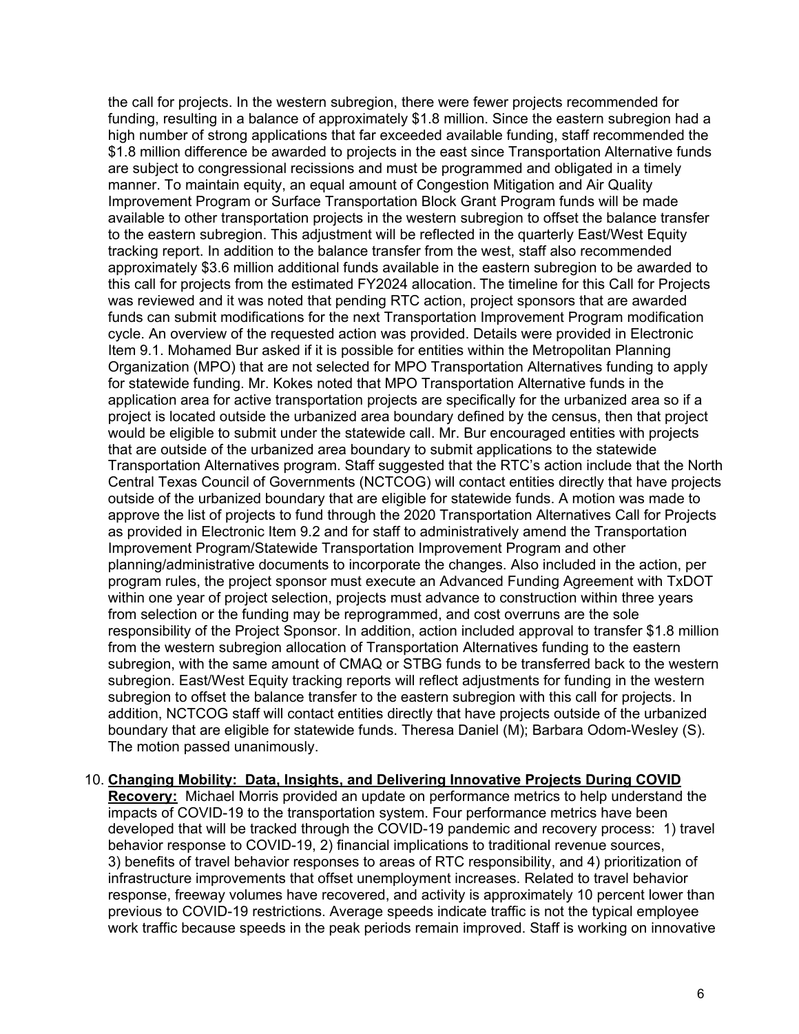the call for projects. In the western subregion, there were fewer projects recommended for funding, resulting in a balance of approximately $1.8 million. Since the eastern subregion had a high number of strong applications that far exceeded available funding, staff recommended the $1.8 million difference be awarded to projects in the east since Transportation Alternative funds are subject to congressional recissions and must be programmed and obligated in a timely manner. To maintain equity, an equal amount of Congestion Mitigation and Air Quality Improvement Program or Surface Transportation Block Grant Program funds will be made available to other transportation projects in the western subregion to offset the balance transfer to the eastern subregion. This adjustment will be reflected in the quarterly East/West Equity tracking report. In addition to the balance transfer from the west, staff also recommended approximately $3.6 million additional funds available in the eastern subregion to be awarded to this call for projects from the estimated FY2024 allocation. The timeline for this Call for Projects was reviewed and it was noted that pending RTC action, project sponsors that are awarded funds can submit modifications for the next Transportation Improvement Program modification cycle. An overview of the requested action was provided. Details were provided in Electronic Item 9.1. Mohamed Bur asked if it is possible for entities within the Metropolitan Planning Organization (MPO) that are not selected for MPO Transportation Alternatives funding to apply for statewide funding. Mr. Kokes noted that MPO Transportation Alternative funds in the application area for active transportation projects are specifically for the urbanized area so if a project is located outside the urbanized area boundary defined by the census, then that project would be eligible to submit under the statewide call. Mr. Bur encouraged entities with projects that are outside of the urbanized area boundary to submit applications to the statewide Transportation Alternatives program. Staff suggested that the RTC's action include that the North Central Texas Council of Governments (NCTCOG) will contact entities directly that have projects outside of the urbanized boundary that are eligible for statewide funds. A motion was made to approve the list of projects to fund through the 2020 Transportation Alternatives Call for Projects as provided in Electronic Item 9.2 and for staff to administratively amend the Transportation Improvement Program/Statewide Transportation Improvement Program and other planning/administrative documents to incorporate the changes. Also included in the action, per program rules, the project sponsor must execute an Advanced Funding Agreement with TxDOT within one year of project selection, projects must advance to construction within three years from selection or the funding may be reprogrammed, and cost overruns are the sole responsibility of the Project Sponsor. In addition, action included approval to transfer $1.8 million from the western subregion allocation of Transportation Alternatives funding to the eastern subregion, with the same amount of CMAQ or STBG funds to be transferred back to the western subregion. East/West Equity tracking reports will reflect adjustments for funding in the western subregion to offset the balance transfer to the eastern subregion with this call for projects. In addition, NCTCOG staff will contact entities directly that have projects outside of the urbanized boundary that are eligible for statewide funds. Theresa Daniel (M); Barbara Odom-Wesley (S). The motion passed unanimously.

10. **Changing Mobility: Data, Insights, and Delivering Innovative Projects During COVID Recovery:** Michael Morris provided an update on performance metrics to help understand the impacts of COVID-19 to the transportation system. Four performance metrics have been developed that will be tracked through the COVID-19 pandemic and recovery process: 1) travel behavior response to COVID-19, 2) financial implications to traditional revenue sources, 3) benefits of travel behavior responses to areas of RTC responsibility, and 4) prioritization of infrastructure improvements that offset unemployment increases. Related to travel behavior response, freeway volumes have recovered, and activity is approximately 10 percent lower than previous to COVID-19 restrictions. Average speeds indicate traffic is not the typical employee work traffic because speeds in the peak periods remain improved. Staff is working on innovative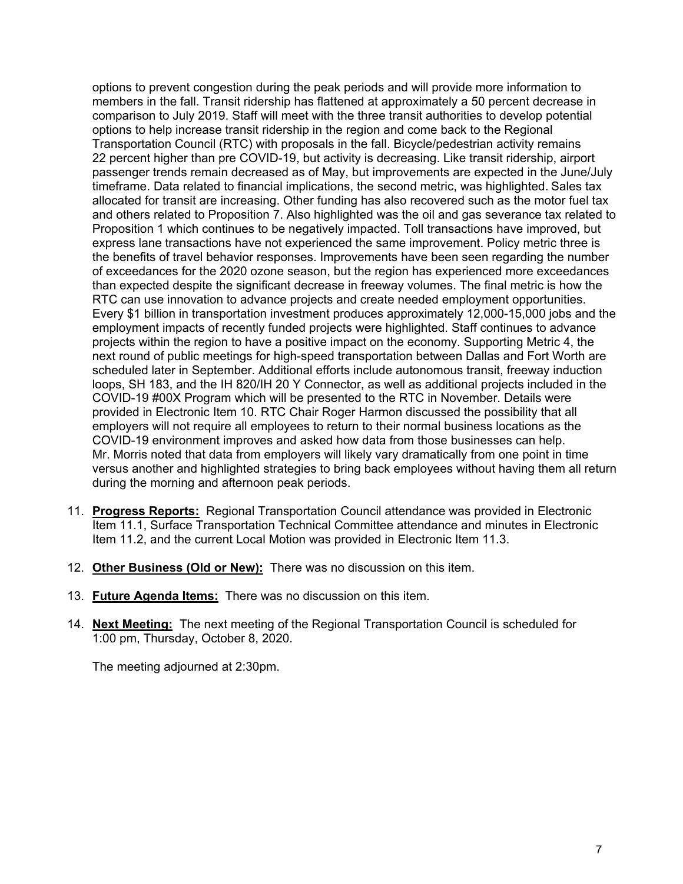options to prevent congestion during the peak periods and will provide more information to members in the fall. Transit ridership has flattened at approximately a 50 percent decrease in comparison to July 2019. Staff will meet with the three transit authorities to develop potential options to help increase transit ridership in the region and come back to the Regional Transportation Council (RTC) with proposals in the fall. Bicycle/pedestrian activity remains 22 percent higher than pre COVID-19, but activity is decreasing. Like transit ridership, airport passenger trends remain decreased as of May, but improvements are expected in the June/July timeframe. Data related to financial implications, the second metric, was highlighted. Sales tax allocated for transit are increasing. Other funding has also recovered such as the motor fuel tax and others related to Proposition 7. Also highlighted was the oil and gas severance tax related to Proposition 1 which continues to be negatively impacted. Toll transactions have improved, but express lane transactions have not experienced the same improvement. Policy metric three is the benefits of travel behavior responses. Improvements have been seen regarding the number of exceedances for the 2020 ozone season, but the region has experienced more exceedances than expected despite the significant decrease in freeway volumes. The final metric is how the RTC can use innovation to advance projects and create needed employment opportunities. Every $1 billion in transportation investment produces approximately 12,000-15,000 jobs and the employment impacts of recently funded projects were highlighted. Staff continues to advance projects within the region to have a positive impact on the economy. Supporting Metric 4, the next round of public meetings for high-speed transportation between Dallas and Fort Worth are scheduled later in September. Additional efforts include autonomous transit, freeway induction loops, SH 183, and the IH 820/IH 20 Y Connector, as well as additional projects included in the COVID-19 #00X Program which will be presented to the RTC in November. Details were provided in Electronic Item 10. RTC Chair Roger Harmon discussed the possibility that all employers will not require all employees to return to their normal business locations as the COVID-19 environment improves and asked how data from those businesses can help. Mr. Morris noted that data from employers will likely vary dramatically from one point in time versus another and highlighted strategies to bring back employees without having them all return during the morning and afternoon peak periods.

11. **Progress Reports:** Regional Transportation Council attendance was provided in Electronic Item 11.1, Surface Transportation Technical Committee attendance and minutes in Electronic Item 11.2, and the current Local Motion was provided in Electronic Item 11.3.

12. **Other Business (Old or New):** There was no discussion on this item.

13. **Future Agenda Items:** There was no discussion on this item.

14. **Next Meeting:** The next meeting of the Regional Transportation Council is scheduled for 1:00 pm, Thursday, October 8, 2020.

The meeting adjourned at 2:30pm.